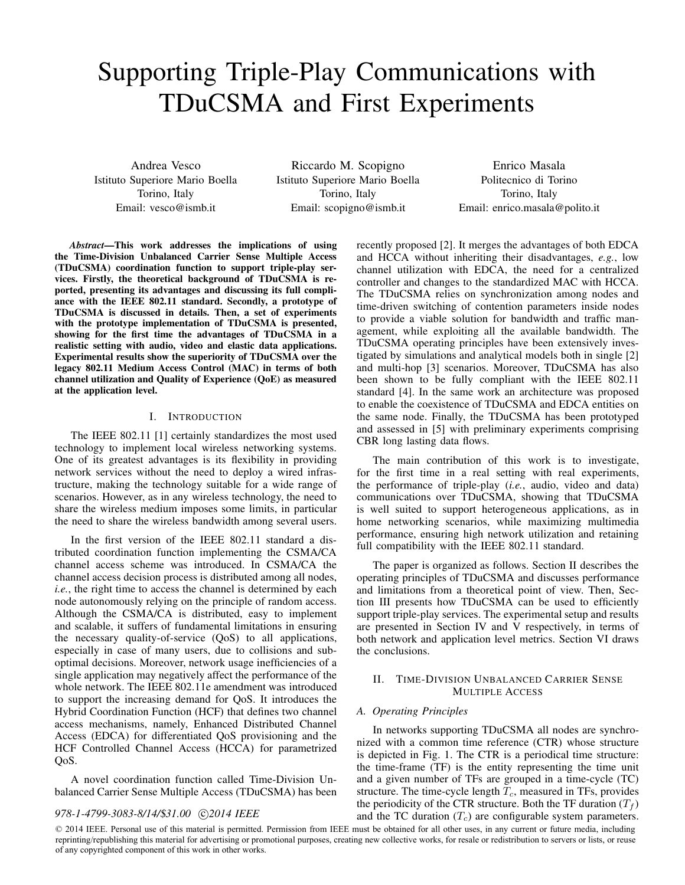# Supporting Triple-Play Communications with TDuCSMA and First Experiments

Andrea Vesco
Istituto Superiore Mario Boella
Torino, Italy
Email: vesco@ismb.it

Riccardo M. Scopigno
Istituto Superiore Mario Boella
Torino, Italy
Email: scopigno@ismb.it

Enrico Masala
Politecnico di Torino
Torino, Italy
Email: enrico.masala@polito.it

***Abstract*—This work addresses the implications of using the Time-Division Unbalanced Carrier Sense Multiple Access (TDuCSMA) coordination function to support triple-play services. Firstly, the theoretical background of TDuCSMA is reported, presenting its advantages and discussing its full compliance with the IEEE 802.11 standard. Secondly, a prototype of TDuCSMA is discussed in details. Then, a set of experiments with the prototype implementation of TDuCSMA is presented, showing for the first time the advantages of TDuCSMA in a realistic setting with audio, video and elastic data applications. Experimental results show the superiority of TDuCSMA over the legacy 802.11 Medium Access Control (MAC) in terms of both channel utilization and Quality of Experience (QoE) as measured at the application level.**

## I. Introduction

The IEEE 802.11 [1] certainly standardizes the most used technology to implement local wireless networking systems. One of its greatest advantages is its flexibility in providing network services without the need to deploy a wired infrastructure, making the technology suitable for a wide range of scenarios. However, as in any wireless technology, the need to share the wireless medium imposes some limits, in particular the need to share the wireless bandwidth among several users.

In the first version of the IEEE 802.11 standard a distributed coordination function implementing the CSMA/CA channel access scheme was introduced. In CSMA/CA the channel access decision process is distributed among all nodes, *i.e.*, the right time to access the channel is determined by each node autonomously relying on the principle of random access. Although the CSMA/CA is distributed, easy to implement and scalable, it suffers of fundamental limitations in ensuring the necessary quality-of-service (QoS) to all applications, especially in case of many users, due to collisions and suboptimal decisions. Moreover, network usage inefficiencies of a single application may negatively affect the performance of the whole network. The IEEE 802.11e amendment was introduced to support the increasing demand for QoS. It introduces the Hybrid Coordination Function (HCF) that defines two channel access mechanisms, namely, Enhanced Distributed Channel Access (EDCA) for differentiated QoS provisioning and the HCF Controlled Channel Access (HCCA) for parametrized QoS.

A novel coordination function called Time-Division Unbalanced Carrier Sense Multiple Access (TDuCSMA) has been recently proposed [2]. It merges the advantages of both EDCA and HCCA without inheriting their disadvantages, *e.g.*, low channel utilization with EDCA, the need for a centralized controller and changes to the standardized MAC with HCCA. The TDuCSMA relies on synchronization among nodes and time-driven switching of contention parameters inside nodes to provide a viable solution for bandwidth and traffic management, while exploiting all the available bandwidth. The TDuCSMA operating principles have been extensively investigated by simulations and analytical models both in single [2] and multi-hop [3] scenarios. Moreover, TDuCSMA has also been shown to be fully compliant with the IEEE 802.11 standard [4]. In the same work an architecture was proposed to enable the coexistence of TDuCSMA and EDCA entities on the same node. Finally, the TDuCSMA has been prototyped and assessed in [5] with preliminary experiments comprising CBR long lasting data flows.

The main contribution of this work is to investigate, for the first time in a real setting with real experiments, the performance of triple-play (*i.e.*, audio, video and data) communications over TDuCSMA, showing that TDuCSMA is well suited to support heterogeneous applications, as in home networking scenarios, while maximizing multimedia performance, ensuring high network utilization and retaining full compatibility with the IEEE 802.11 standard.

The paper is organized as follows. Section II describes the operating principles of TDuCSMA and discusses performance and limitations from a theoretical point of view. Then, Section III presents how TDuCSMA can be used to efficiently support triple-play services. The experimental setup and results are presented in Section IV and V respectively, in terms of both network and application level metrics. Section VI draws the conclusions.

## II. Time-Division Unbalanced Carrier Sense Multiple Access

### A. Operating Principles

In networks supporting TDuCSMA all nodes are synchronized with a common time reference (CTR) whose structure is depicted in Fig. 1. The CTR is a periodical time structure: the time-frame (TF) is the entity representing the time unit and a given number of TFs are grouped in a time-cycle (TC) structure. The time-cycle length $T_c$, measured in TFs, provides the periodicity of the CTR structure. Both the TF duration ($T_f$) and the TC duration ($T_c$) are configurable system parameters.

*978-1-4799-3083-8/14/$31.00 ©2014 IEEE*

© 2014 IEEE. Personal use of this material is permitted. Permission from IEEE must be obtained for all other uses, in any current or future media, including reprinting/republishing this material for advertising or promotional purposes, creating new collective works, for resale or redistribution to servers or lists, or reuse of any copyrighted component of this work in other works.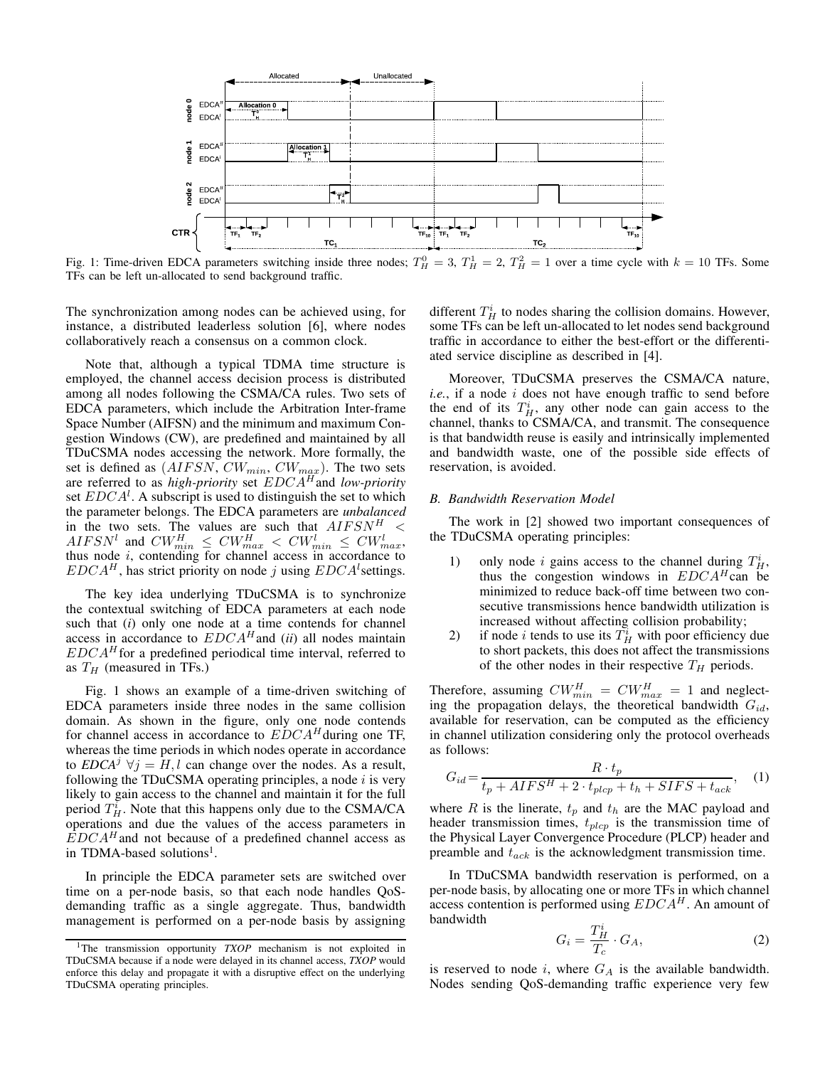Fig. 1: Time-driven EDCA parameters switching inside three nodes; $T_H^0 = 3$, $T_H^1 = 2$, $T_H^2 = 1$ over a time cycle with $k = 10$ TFs. Some TFs can be left un-allocated to send background traffic.

The synchronization among nodes can be achieved using, for instance, a distributed leaderless solution [6], where nodes collaboratively reach a consensus on a common clock.

Note that, although a typical TDMA time structure is employed, the channel access decision process is distributed among all nodes following the CSMA/CA rules. Two sets of EDCA parameters, which include the Arbitration Inter-frame Space Number (AIFSN) and the minimum and maximum Congestion Windows (CW), are predefined and maintained by all TDuCSMA nodes accessing the network. More formally, the set is defined as $(AIFSN, CW_{min}, CW_{max})$. The two sets are referred to as *high-priority* set $EDCA^H$ and *low-priority* set $EDCA^l$. A subscript is used to distinguish the set to which the parameter belongs. The EDCA parameters are *unbalanced* in the two sets. The values are such that $AIFSN^H < AIFSN^l$ and $CW_{min}^H \leq CW_{max}^H < CW_{min}^l \leq CW_{max}^l$, thus node $i$, contending for channel access in accordance to $EDCA^H$, has strict priority on node $j$ using $EDCA^l$ settings.

The key idea underlying TDuCSMA is to synchronize the contextual switching of EDCA parameters at each node such that (*i*) only one node at a time contends for channel access in accordance to $EDCA^H$ and (*ii*) all nodes maintain $EDCA^H$ for a predefined periodical time interval, referred to as $T_H$ (measured in TFs.)

Fig. 1 shows an example of a time-driven switching of EDCA parameters inside three nodes in the same collision domain. As shown in the figure, only one node contends for channel access in accordance to $EDCA^H$ during one TF, whereas the time periods in which nodes operate in accordance to $EDCA^j$ $\forall j = H, l$ can change over the nodes. As a result, following the TDuCSMA operating principles, a node $i$ is very likely to gain access to the channel and maintain it for the full period $T_H^i$. Note that this happens only due to the CSMA/CA operations and due the values of the access parameters in $EDCA^H$ and not because of a predefined channel access as in TDMA-based solutions[1].

In principle the EDCA parameter sets are switched over time on a per-node basis, so that each node handles QoS-demanding traffic as a single aggregate. Thus, bandwidth management is performed on a per-node basis by assigning different $T_H^i$ to nodes sharing the collision domains. However, some TFs can be left un-allocated to let nodes send background traffic in accordance to either the best-effort or the differentiated service discipline as described in [4].

Moreover, TDuCSMA preserves the CSMA/CA nature, *i.e.*, if a node $i$ does not have enough traffic to send before the end of its $T_H^i$, any other node can gain access to the channel, thanks to CSMA/CA, and transmit. The consequence is that bandwidth reuse is easily and intrinsically implemented and bandwidth waste, one of the possible side effects of reservation, is avoided.

### B. Bandwidth Reservation Model

The work in [2] showed two important consequences of the TDuCSMA operating principles:

1) only node $i$ gains access to the channel during $T_H^i$, thus the congestion windows in $EDCA^H$ can be minimized to reduce back-off time between two consecutive transmissions hence bandwidth utilization is increased without affecting collision probability;
2) if node $i$ tends to use its $T_H^i$ with poor efficiency due to short packets, this does not affect the transmissions of the other nodes in their respective $T_H$ periods.

Therefore, assuming $CW_{min}^H = CW_{max}^H = 1$ and neglecting the propagation delays, the theoretical bandwidth $G_{id}$, available for reservation, can be computed as the efficiency in channel utilization considering only the protocol overheads as follows:

$$G_{id} = \frac{R \cdot t_p}{t_p + AIFS^H + 2 \cdot t_{plcp} + t_h + SIFS + t_{ack}}, \quad (1)$$

where $R$ is the linerate, $t_p$ and $t_h$ are the MAC payload and header transmission times, $t_{plcp}$ is the transmission time of the Physical Layer Convergence Procedure (PLCP) header and preamble and $t_{ack}$ is the acknowledgment transmission time.

In TDuCSMA bandwidth reservation is performed, on a per-node basis, by allocating one or more TFs in which channel access contention is performed using $EDCA^H$. An amount of bandwidth

$$G_i = \frac{T_H^i}{T_c} \cdot G_A, \quad (2)$$

is reserved to node $i$, where $G_A$ is the available bandwidth. Nodes sending QoS-demanding traffic experience very few

[1]The transmission opportunity ***TXOP*** mechanism is not exploited in TDuCSMA because if a node were delayed in its channel access, ***TXOP*** would enforce this delay and propagate it with a disruptive effect on the underlying TDuCSMA operating principles.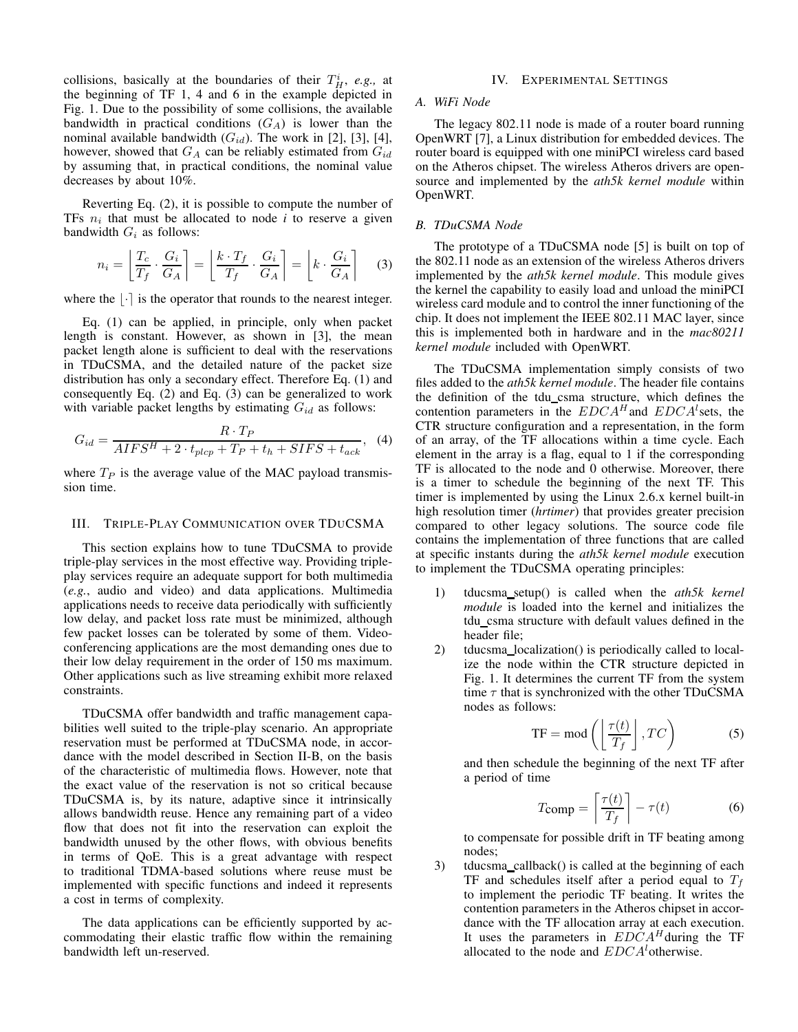collisions, basically at the boundaries of their $T_H^i$, *e.g.,* at the beginning of TF 1, 4 and 6 in the example depicted in Fig. 1. Due to the possibility of some collisions, the available bandwidth in practical conditions ($G_A$) is lower than the nominal available bandwidth ($G_{id}$). The work in [2], [3], [4], however, showed that $G_A$ can be reliably estimated from $G_{id}$ by assuming that, in practical conditions, the nominal value decreases by about 10%.

Reverting Eq. (2), it is possible to compute the number of TFs $n_i$ that must be allocated to node $i$ to reserve a given bandwidth $G_i$ as follows:

$$n_i = \left\lfloor \frac{T_c}{T_f} \cdot \frac{G_i}{G_A} \right\rceil = \left\lfloor \frac{k \cdot T_f}{T_f} \cdot \frac{G_i}{G_A} \right\rceil = \left\lfloor k \cdot \frac{G_i}{G_A} \right\rceil \quad (3)$$

where the $\lfloor \cdot \rceil$ is the operator that rounds to the nearest integer.

Eq. (1) can be applied, in principle, only when packet length is constant. However, as shown in [3], the mean packet length alone is sufficient to deal with the reservations in TDuCSMA, and the detailed nature of the packet size distribution has only a secondary effect. Therefore Eq. (1) and consequently Eq. (2) and Eq. (3) can be generalized to work with variable packet lengths by estimating $G_{id}$ as follows:

$$G_{id} = \frac{R \cdot T_P}{AIFS^H + 2 \cdot t_{plcp} + T_P + t_h + SIFS + t_{ack}}, \quad (4)$$

where $T_P$ is the average value of the MAC payload transmission time.

## III. Triple-Play Communication over TDuCSMA

This section explains how to tune TDuCSMA to provide triple-play services in the most effective way. Providing triple-play services require an adequate support for both multimedia (*e.g.*, audio and video) and data applications. Multimedia applications needs to receive data periodically with sufficiently low delay, and packet loss rate must be minimized, although few packet losses can be tolerated by some of them. Video-conferencing applications are the most demanding ones due to their low delay requirement in the order of 150 ms maximum. Other applications such as live streaming exhibit more relaxed constraints.

TDuCSMA offer bandwidth and traffic management capabilities well suited to the triple-play scenario. An appropriate reservation must be performed at TDuCSMA node, in accordance with the model described in Section II-B, on the basis of the characteristic of multimedia flows. However, note that the exact value of the reservation is not so critical because TDuCSMA is, by its nature, adaptive since it intrinsically allows bandwidth reuse. Hence any remaining part of a video flow that does not fit into the reservation can exploit the bandwidth unused by the other flows, with obvious benefits in terms of QoE. This is a great advantage with respect to traditional TDMA-based solutions where reuse must be implemented with specific functions and indeed it represents a cost in terms of complexity.

The data applications can be efficiently supported by accommodating their elastic traffic flow within the remaining bandwidth left un-reserved.

## IV. Experimental Settings

### A. WiFi Node

The legacy 802.11 node is made of a router board running OpenWRT [7], a Linux distribution for embedded devices. The router board is equipped with one miniPCI wireless card based on the Atheros chipset. The wireless Atheros drivers are open-source and implemented by the *ath5k kernel module* within OpenWRT.

### B. TDuCSMA Node

The prototype of a TDuCSMA node [5] is built on top of the 802.11 node as an extension of the wireless Atheros drivers implemented by the *ath5k kernel module*. This module gives the kernel the capability to easily load and unload the miniPCI wireless card module and to control the inner functioning of the chip. It does not implement the IEEE 802.11 MAC layer, since this is implemented both in hardware and in the *mac80211 kernel module* included with OpenWRT.

The TDuCSMA implementation simply consists of two files added to the *ath5k kernel module*. The header file contains the definition of the tdu_csma structure, which defines the contention parameters in the $EDCA^H$ and $EDCA^l$ sets, the CTR structure configuration and a representation, in the form of an array, of the TF allocations within a time cycle. Each element in the array is a flag, equal to 1 if the corresponding TF is allocated to the node and 0 otherwise. Moreover, there is a timer to schedule the beginning of the next TF. This timer is implemented by using the Linux 2.6.x kernel built-in high resolution timer (*hrtimer*) that provides greater precision compared to other legacy solutions. The source code file contains the implementation of three functions that are called at specific instants during the *ath5k kernel module* execution to implement the TDuCSMA operating principles:

1) tducsma_setup() is called when the *ath5k kernel module* is loaded into the kernel and initializes the tdu_csma structure with default values defined in the header file;
2) tducsma_localization() is periodically called to localize the node within the CTR structure depicted in Fig. 1. It determines the current TF from the system time $\tau$ that is synchronized with the other TDuCSMA nodes as follows:

$$\text{TF} = \text{mod}\left(\left\lfloor \frac{\tau(t)}{T_f} \right\rfloor, TC\right) \quad (5)$$

and then schedule the beginning of the next TF after a period of time

$$T\text{comp} = \left\lceil \frac{\tau(t)}{T_f} \right\rceil - \tau(t) \quad (6)$$

to compensate for possible drift in TF beating among nodes;
3) tducsma_callback() is called at the beginning of each TF and schedules itself after a period equal to $T_f$ to implement the periodic TF beating. It writes the contention parameters in the Atheros chipset in accordance with the TF allocation array at each execution. It uses the parameters in $EDCA^H$ during the TF allocated to the node and $EDCA^l$ otherwise.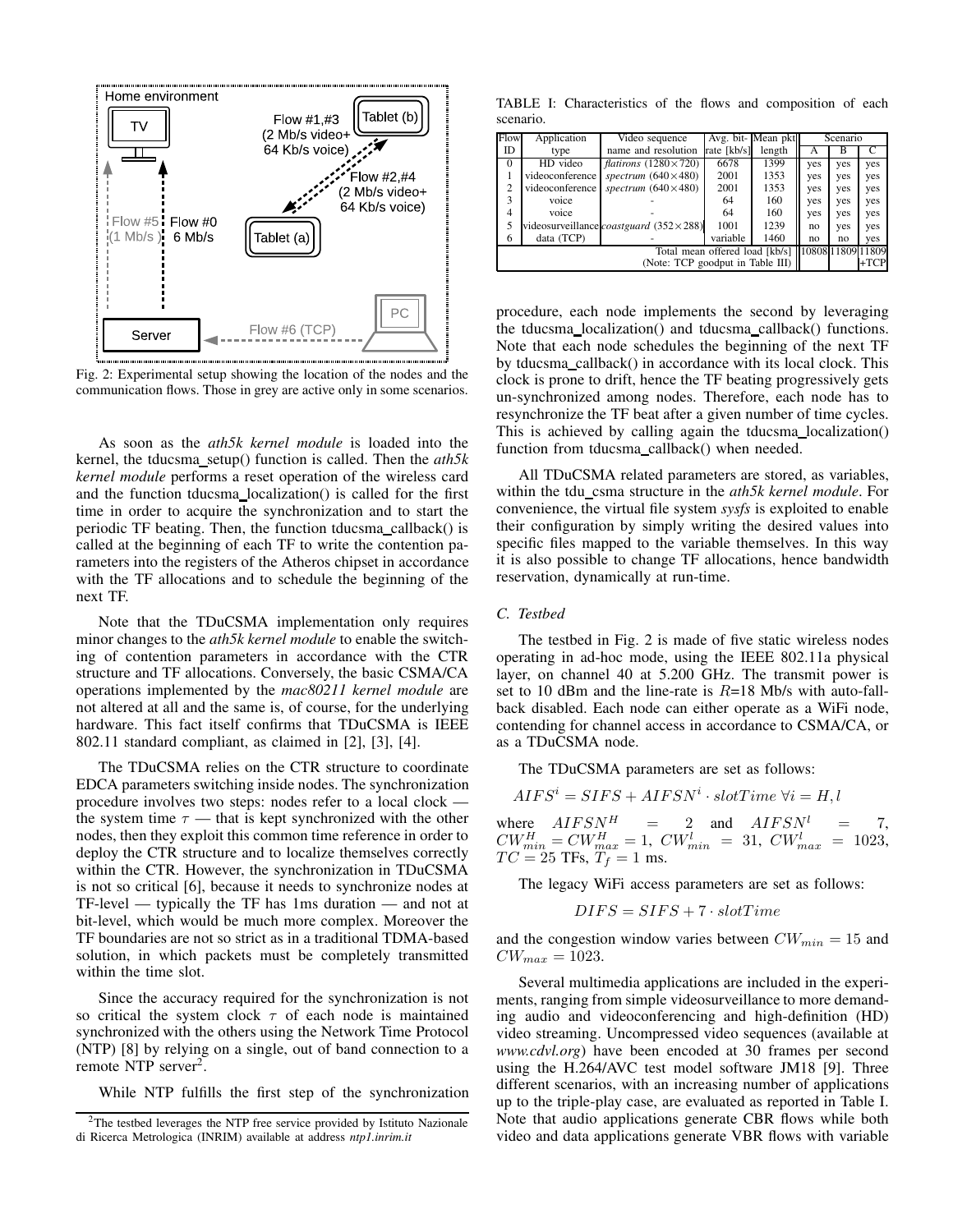Fig. 2: Experimental setup showing the location of the nodes and the communication flows. Those in grey are active only in some scenarios.

As soon as the *ath5k kernel module* is loaded into the kernel, the tducsma_setup() function is called. Then the *ath5k kernel module* performs a reset operation of the wireless card and the function tducsma_localization() is called for the first time in order to acquire the synchronization and to start the periodic TF beating. Then, the function tducsma_callback() is called at the beginning of each TF to write the contention parameters into the registers of the Atheros chipset in accordance with the TF allocations and to schedule the beginning of the next TF.

Note that the TDuCSMA implementation only requires minor changes to the *ath5k kernel module* to enable the switching of contention parameters in accordance with the CTR structure and TF allocations. Conversely, the basic CSMA/CA operations implemented by the *mac80211 kernel module* are not altered at all and the same is, of course, for the underlying hardware. This fact itself confirms that TDuCSMA is IEEE 802.11 standard compliant, as claimed in [2], [3], [4].

The TDuCSMA relies on the CTR structure to coordinate EDCA parameters switching inside nodes. The synchronization procedure involves two steps: nodes refer to a local clock — the system time $\tau$ — that is kept synchronized with the other nodes, then they exploit this common time reference in order to deploy the CTR structure and to localize themselves correctly within the CTR. However, the synchronization in TDuCSMA is not so critical [6], because it needs to synchronize nodes at TF-level — typically the TF has 1ms duration — and not at bit-level, which would be much more complex. Moreover the TF boundaries are not so strict as in a traditional TDMA-based solution, in which packets must be completely transmitted within the time slot.

Since the accuracy required for the synchronization is not so critical the system clock $\tau$ of each node is maintained synchronized with the others using the Network Time Protocol (NTP) [8] by relying on a single, out of band connection to a remote NTP server[2].

While NTP fulfills the first step of the synchronization procedure, each node implements the second by leveraging the tducsma_localization() and tducsma_callback() functions. Note that each node schedules the beginning of the next TF by tducsma_callback() in accordance with its local clock. This clock is prone to drift, hence the TF beating progressively gets un-synchronized among nodes. Therefore, each node has to resynchronize the TF beat after a given number of time cycles. This is achieved by calling again the tducsma_localization() function from tducsma_callback() when needed.

All TDuCSMA related parameters are stored, as variables, within the tdu_csma structure in the *ath5k kernel module*. For convenience, the virtual file system *sysfs* is exploited to enable their configuration by simply writing the desired values into specific files mapped to the variable themselves. In this way it is also possible to change TF allocations, hence bandwidth reservation, dynamically at run-time.

TABLE I: Characteristics of the flows and composition of each scenario.

| Flow ID | Application type | Video sequence name and resolution | Avg. bit-rate [kb/s] | Mean pkt length | Scenario A | Scenario B | Scenario C |
|---|---|---|---|---|---|---|---|
| 0 | HD video | *flatirons* (1280×720) | 6678 | 1399 | yes | yes | yes |
| 1 | videoconference | *spectrum* (640×480) | 2001 | 1353 | yes | yes | yes |
| 2 | videoconference | *spectrum* (640×480) | 2001 | 1353 | yes | yes | yes |
| 3 | voice | - | 64 | 160 | yes | yes | yes |
| 4 | voice | - | 64 | 160 | yes | yes | yes |
| 5 | videosurveillance | *coastguard* (352×288) | 1001 | 1239 | no | yes | yes |
| 6 | data (TCP) | - | variable | 1460 | no | no | yes |
| Total mean offered load [kb/s] (Note: TCP goodput in Table III) | | | | | 10808 | 11809 | 11809 +TCP |

### C. Testbed

The testbed in Fig. 2 is made of five static wireless nodes operating in ad-hoc mode, using the IEEE 802.11a physical layer, on channel 40 at 5.200 GHz. The transmit power is set to 10 dBm and the line-rate is $R$=18 Mb/s with auto-fall-back disabled. Each node can either operate as a WiFi node, contending for channel access in accordance to CSMA/CA, or as a TDuCSMA node.

The TDuCSMA parameters are set as follows:

$$AIFS^i = SIFS + AIFSN^i \cdot slotTime \ \forall i = H, l$$

where $AIFSN^H = 2$ and $AIFSN^l = 7$, $CW^H_{min} = CW^H_{max} = 1$, $CW^l_{min} = 31$, $CW^l_{max} = 1023$, $TC = 25$ TFs, $T_f = 1$ ms.

The legacy WiFi access parameters are set as follows:

$$DIFS = SIFS + 7 \cdot slotTime$$

and the congestion window varies between $CW_{min} = 15$ and $CW_{max} = 1023$.

Several multimedia applications are included in the experiments, ranging from simple videosurveillance to more demanding audio and videoconferencing and high-definition (HD) video streaming. Uncompressed video sequences (available at *www.cdvl.org*) have been encoded at 30 frames per second using the H.264/AVC test model software JM18 [9]. Three different scenarios, with an increasing number of applications up to the triple-play case, are evaluated as reported in Table I. Note that audio applications generate CBR flows while both video and data applications generate VBR flows with variable

[2]The testbed leverages the NTP free service provided by Istituto Nazionale di Ricerca Metrologica (INRIM) available at address *ntp1.inrim.it*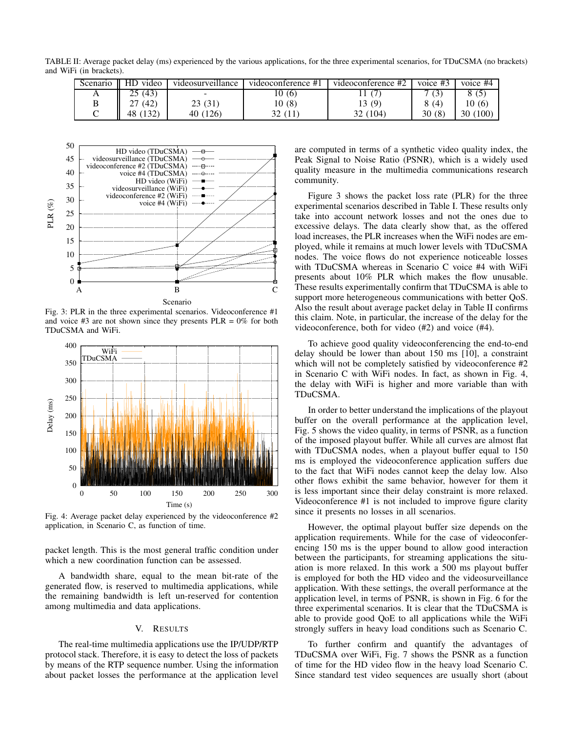TABLE II: Average packet delay (ms) experienced by the various applications, for the three experimental scenarios, for TDuCSMA (no brackets) and WiFi (in brackets).

| Scenario | HD video | videosurveillance | videoconference #1 | videoconference #2 | voice #3 | voice #4 |
|---|---|---|---|---|---|---|
| A | 25 (43) | - | 10 (6) | 11 (7) | 7 (3) | 8 (5) |
| B | 27 (42) | 23 (31) | 10 (8) | 13 (9) | 8 (4) | 10 (6) |
| C | 48 (132) | 40 (126) | 32 (11) | 32 (104) | 30 (8) | 30 (100) |

Fig. 3: PLR in the three experimental scenarios. Videoconference #1 and voice #3 are not shown since they presents PLR = 0% for both TDuCSMA and WiFi.

Fig. 4: Average packet delay experienced by the videoconference #2 application, in Scenario C, as function of time.

packet length. This is the most general traffic condition under which a new coordination function can be assessed.

A bandwidth share, equal to the mean bit-rate of the generated flow, is reserved to multimedia applications, while the remaining bandwidth is left un-reserved for contention among multimedia and data applications.

## V. RESULTS

The real-time multimedia applications use the IP/UDP/RTP protocol stack. Therefore, it is easy to detect the loss of packets by means of the RTP sequence number. Using the information about packet losses the performance at the application level are computed in terms of a synthetic video quality index, the Peak Signal to Noise Ratio (PSNR), which is a widely used quality measure in the multimedia communications research community.

Figure 3 shows the packet loss rate (PLR) for the three experimental scenarios described in Table I. These results only take into account network losses and not the ones due to excessive delays. The data clearly show that, as the offered load increases, the PLR increases when the WiFi nodes are employed, while it remains at much lower levels with TDuCSMA nodes. The voice flows do not experience noticeable losses with TDuCSMA whereas in Scenario C voice #4 with WiFi presents about 10% PLR which makes the flow unusable. These results experimentally confirm that TDuCSMA is able to support more heterogeneous communications with better QoS. Also the result about average packet delay in Table II confirms this claim. Note, in particular, the increase of the delay for the videoconference, both for video (#2) and voice (#4).

To achieve good quality videoconferencing the end-to-end delay should be lower than about 150 ms [10], a constraint which will not be completely satisfied by videoconference #2 in Scenario C with WiFi nodes. In fact, as shown in Fig. 4, the delay with WiFi is higher and more variable than with TDuCSMA.

In order to better understand the implications of the playout buffer on the overall performance at the application level, Fig. 5 shows the video quality, in terms of PSNR, as a function of the imposed playout buffer. While all curves are almost flat with TDuCSMA nodes, when a playout buffer equal to 150 ms is employed the videoconference application suffers due to the fact that WiFi nodes cannot keep the delay low. Also other flows exhibit the same behavior, however for them it is less important since their delay constraint is more relaxed. Videoconference #1 is not included to improve figure clarity since it presents no losses in all scenarios.

However, the optimal playout buffer size depends on the application requirements. While for the case of videoconferencing 150 ms is the upper bound to allow good interaction between the participants, for streaming applications the situation is more relaxed. In this work a 500 ms playout buffer is employed for both the HD video and the videosurveillance application. With these settings, the overall performance at the application level, in terms of PSNR, is shown in Fig. 6 for the three experimental scenarios. It is clear that the TDuCSMA is able to provide good QoE to all applications while the WiFi strongly suffers in heavy load conditions such as Scenario C.

To further confirm and quantify the advantages of TDuCSMA over WiFi, Fig. 7 shows the PSNR as a function of time for the HD video flow in the heavy load Scenario C. Since standard test video sequences are usually short (about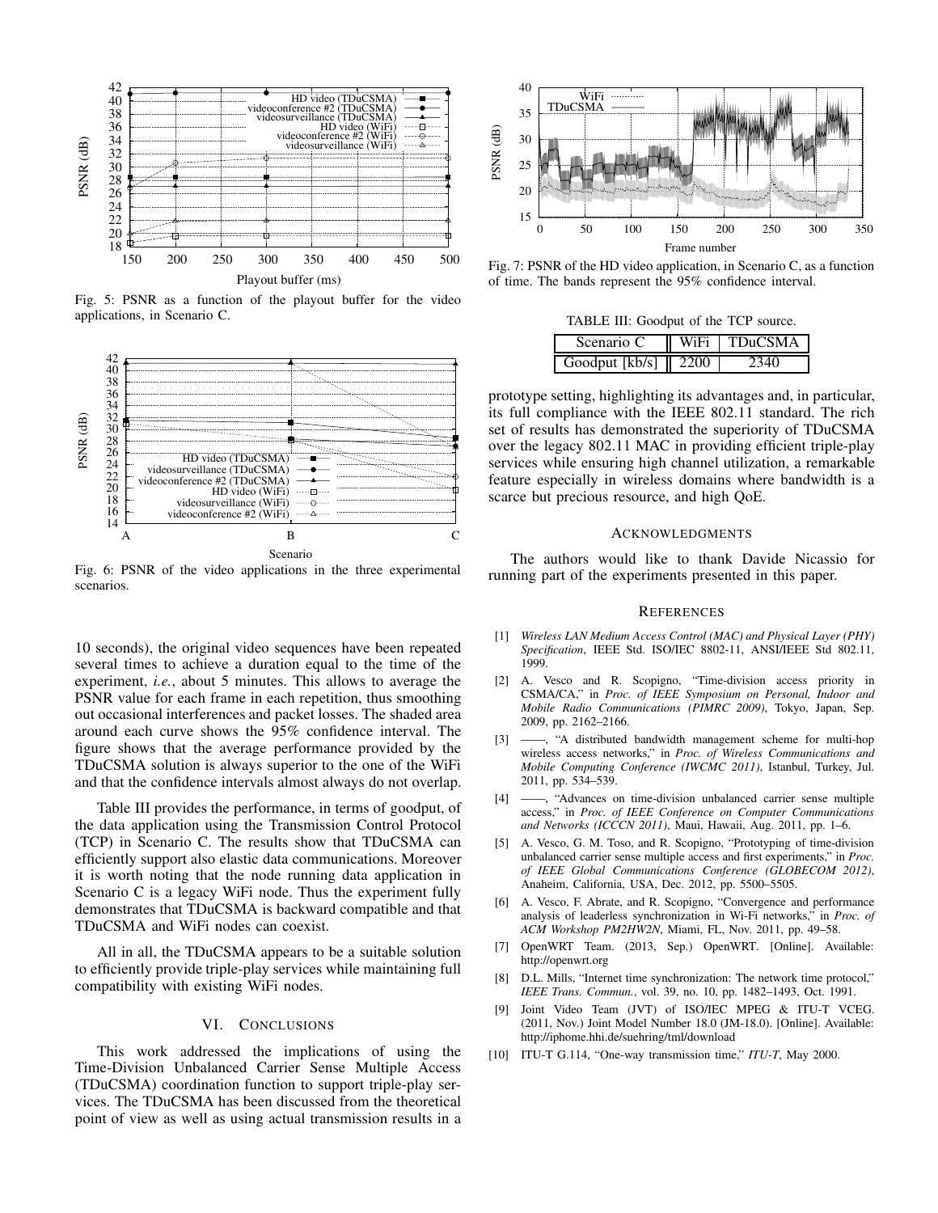PSNR (dB)

42
40
38
36
34
32
30
28
26
24
22
20
18

150 200 250 300 350 400 450 500

Playout buffer (ms)

HD video (TDuCSMA)
videoconference #2 (TDuCSMA)
videosurveillance (TDuCSMA)
HD video (WiFi)
videoconference #2 (WiFi)
videosurveillance (WiFi)

Fig. 5: PSNR as a function of the playout buffer for the video applications, in Scenario C.

PSNR (dB)

42
40
38
36
34
32
30
28
26
24
22
20
18
16
14

A B C

Scenario

HD video (TDuCSMA)
videosurveillance (TDuCSMA)
videoconference #2 (TDuCSMA)
HD video (WiFi)
videosurveillance (WiFi)
videoconference #2 (WiFi)

Fig. 6: PSNR of the video applications in the three experimental scenarios.

10 seconds), the original video sequences have been repeated several times to achieve a duration equal to the time of the experiment, *i.e.*, about 5 minutes. This allows to average the PSNR value for each frame in each repetition, thus smoothing out occasional interferences and packet losses. The shaded area around each curve shows the 95% confidence interval. The figure shows that the average performance provided by the TDuCSMA solution is always superior to the one of the WiFi and that the confidence intervals almost always do not overlap.

Table III provides the performance, in terms of goodput, of the data application using the Transmission Control Protocol (TCP) in Scenario C. The results show that TDuCSMA can efficiently support also elastic data communications. Moreover it is worth noting that the node running data application in Scenario C is a legacy WiFi node. Thus the experiment fully demonstrates that TDuCSMA is backward compatible and that TDuCSMA and WiFi nodes can coexist.

All in all, the TDuCSMA appears to be a suitable solution to efficiently provide triple-play services while maintaining full compatibility with existing WiFi nodes.

## VI. Conclusions

This work addressed the implications of using the Time-Division Unbalanced Carrier Sense Multiple Access (TDuCSMA) coordination function to support triple-play services. The TDuCSMA has been discussed from the theoretical point of view as well as using actual transmission results in a

PSNR (dB)

40
35
30
25
20
15

0 50 100 150 200 250 300 350

Frame number

WiFi
TDuCSMA

Fig. 7: PSNR of the HD video application, in Scenario C, as a function of time. The bands represent the 95% confidence interval.

TABLE III: Goodput of the TCP source.

| Scenario C | WiFi | TDuCSMA |
|---|---|---|
| Goodput [kb/s] | 2200 | 2340 |

prototype setting, highlighting its advantages and, in particular, its full compliance with the IEEE 802.11 standard. The rich set of results has demonstrated the superiority of TDuCSMA over the legacy 802.11 MAC in providing efficient triple-play services while ensuring high channel utilization, a remarkable feature especially in wireless domains where bandwidth is a scarce but precious resource, and high QoE.

## Acknowledgments

The authors would like to thank Davide Nicassio for running part of the experiments presented in this paper.

## References

[1] *Wireless LAN Medium Access Control (MAC) and Physical Layer (PHY) Specification*, IEEE Std. ISO/IEC 8802-11, ANSI/IEEE Std 802.11, 1999.

[2] A. Vesco and R. Scopigno, "Time-division access priority in CSMA/CA," in *Proc. of IEEE Symposium on Personal, Indoor and Mobile Radio Communications (PIMRC 2009)*, Tokyo, Japan, Sep. 2009, pp. 2162–2166.

[3] ——, "A distributed bandwidth management scheme for multi-hop wireless access networks," in *Proc. of Wireless Communications and Mobile Computing Conference (IWCMC 2011)*, Istanbul, Turkey, Jul. 2011, pp. 534–539.

[4] ——, "Advances on time-division unbalanced carrier sense multiple access," in *Proc. of IEEE Conference on Computer Communications and Networks (ICCCN 2011)*, Maui, Hawaii, Aug. 2011, pp. 1–6.

[5] A. Vesco, G. M. Toso, and R. Scopigno, "Prototyping of time-division unbalanced carrier sense multiple access and first experiments," in *Proc. of IEEE Global Communications Conference (GLOBECOM 2012)*, Anaheim, California, USA, Dec. 2012, pp. 5500–5505.

[6] A. Vesco, F. Abrate, and R. Scopigno, "Convergence and performance analysis of leaderless synchronization in Wi-Fi networks," in *Proc. of ACM Workshop PM2HW2N*, Miami, FL, Nov. 2011, pp. 49–58.

[7] OpenWRT Team. (2013, Sep.) OpenWRT. [Online]. Available: http://openwrt.org

[8] D.L. Mills, "Internet time synchronization: The network time protocol," *IEEE Trans. Commun.*, vol. 39, no. 10, pp. 1482–1493, Oct. 1991.

[9] Joint Video Team (JVT) of ISO/IEC MPEG & ITU-T VCEG. (2011, Nov.) Joint Model Number 18.0 (JM-18.0). [Online]. Available: http://iphome.hhi.de/suehring/tml/download

[10] ITU-T G.114, "One-way transmission time," *ITU-T*, May 2000.